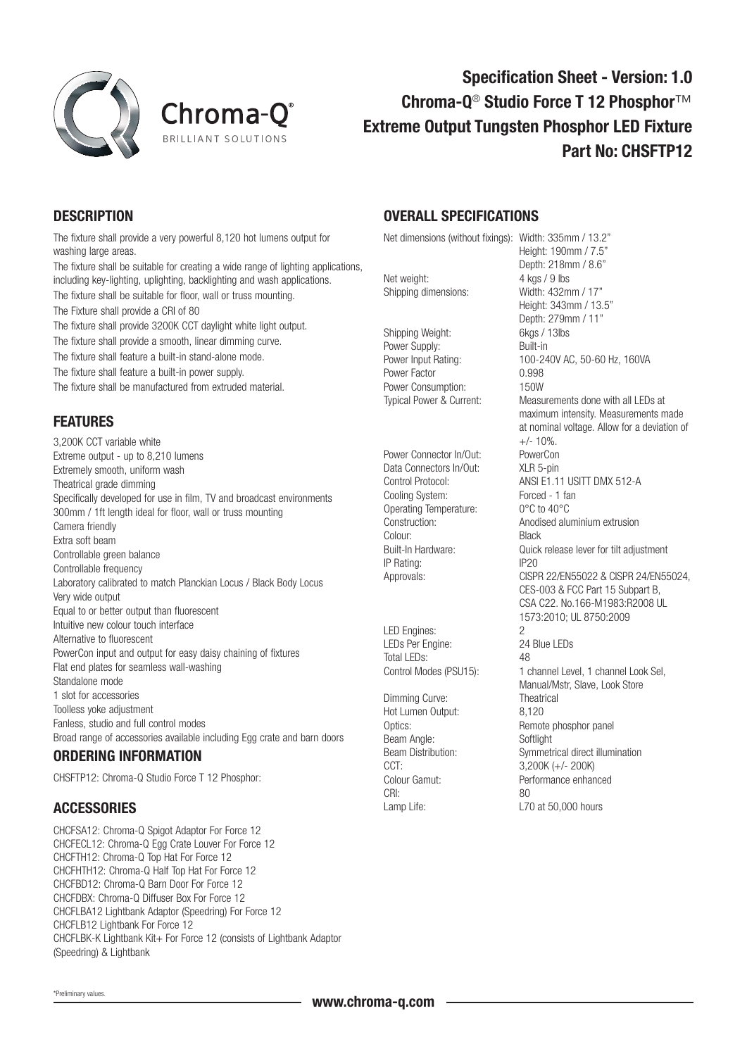# Specification Sheet - Version: 1.0
# Chroma-Q® Studio Force T 12 Phosphor™
# Extreme Output Tungsten Phosphor LED Fixture
# Part No: CHSFTP12

## DESCRIPTION

The fixture shall provide a very powerful 8,120 hot lumens output for washing large areas.

The fixture shall be suitable for creating a wide range of lighting applications, including key-lighting, uplighting, backlighting and wash applications.

The fixture shall be suitable for floor, wall or truss mounting.

The Fixture shall provide a CRI of 80

The fixture shall provide 3200K CCT daylight white light output.

The fixture shall provide a smooth, linear dimming curve.

The fixture shall feature a built-in stand-alone mode.

The fixture shall feature a built-in power supply.

The fixture shall be manufactured from extruded material.

## FEATURES

3,200K CCT variable white
Extreme output - up to 8,210 lumens
Extremely smooth, uniform wash
Theatrical grade dimming
Specifically developed for use in film, TV and broadcast environments
300mm / 1ft length ideal for floor, wall or truss mounting
Camera friendly
Extra soft beam
Controllable green balance
Controllable frequency
Laboratory calibrated to match Planckian Locus / Black Body Locus
Very wide output
Equal to or better output than fluorescent
Intuitive new colour touch interface
Alternative to fluorescent
PowerCon input and output for easy daisy chaining of fixtures
Flat end plates for seamless wall-washing
Standalone mode
1 slot for accessories
Toolless yoke adjustment
Fanless, studio and full control modes
Broad range of accessories available including Egg crate and barn doors

## ORDERING INFORMATION

CHSFTP12: Chroma-Q Studio Force T 12 Phosphor:

## ACCESSORIES

CHCFSA12: Chroma-Q Spigot Adaptor For Force 12
CHCFECL12: Chroma-Q Egg Crate Louver For Force 12
CHCFTH12: Chroma-Q Top Hat For Force 12
CHCFHTH12: Chroma-Q Half Top Hat For Force 12
CHCFBD12: Chroma-Q Barn Door For Force 12
CHCFDBX: Chroma-Q Diffuser Box For Force 12
CHCFLBA12 Lightbank Adaptor (Speedring) For Force 12
CHCFLB12 Lightbank For Force 12
CHCFLBK-K Lightbank Kit+ For Force 12 (consists of Lightbank Adaptor (Speedring) & Lightbank

## OVERALL SPECIFICATIONS

| | |
|---|---|
| Net dimensions (without fixings): | Width: 335mm / 13.2" Height: 190mm / 7.5" Depth: 218mm / 8.6" |
| Net weight: | 4 kgs / 9 lbs |
| Shipping dimensions: | Width: 432mm / 17" Height: 343mm / 13.5" Depth: 279mm / 11" |
| Shipping Weight: | 6kgs / 13lbs |
| Power Supply: | Built-in |
| Power Input Rating: | 100-240V AC, 50-60 Hz, 160VA |
| Power Factor | 0.998 |
| Power Consumption: | 150W |
| Typical Power & Current: | Measurements done with all LEDs at maximum intensity. Measurements made at nominal voltage. Allow for a deviation of +/- 10%. |
| Power Connector In/Out: | PowerCon |
| Data Connectors In/Out: | XLR 5-pin |
| Control Protocol: | ANSI E1.11 USITT DMX 512-A |
| Cooling System: | Forced - 1 fan |
| Operating Temperature: | 0°C to 40°C |
| Construction: | Anodised aluminium extrusion |
| Colour: | Black |
| Built-In Hardware: | Quick release lever for tilt adjustment |
| IP Rating: | IP20 |
| Approvals: | CISPR 22/EN55022 & CISPR 24/EN55024, CES-003 & FCC Part 15 Subpart B, CSA C22. No.166-M1983:R2008 UL 1573:2010; UL 8750:2009 |
| LED Engines: | 2 |
| LEDs Per Engine: | 24 Blue LEDs |
| Total LEDs: | 48 |
| Control Modes (PSU15): | 1 channel Level, 1 channel Look Sel, Manual/Mstr, Slave, Look Store |
| Dimming Curve: | Theatrical |
| Hot Lumen Output: | 8,120 |
| Optics: | Remote phosphor panel |
| Beam Angle: | Softlight |
| Beam Distribution: | Symmetrical direct illumination |
| CCT: | 3,200K (+/- 200K) |
| Colour Gamut: | Performance enhanced |
| CRI: | 80 |
| Lamp Life: | L70 at 50,000 hours |

*Preliminary values.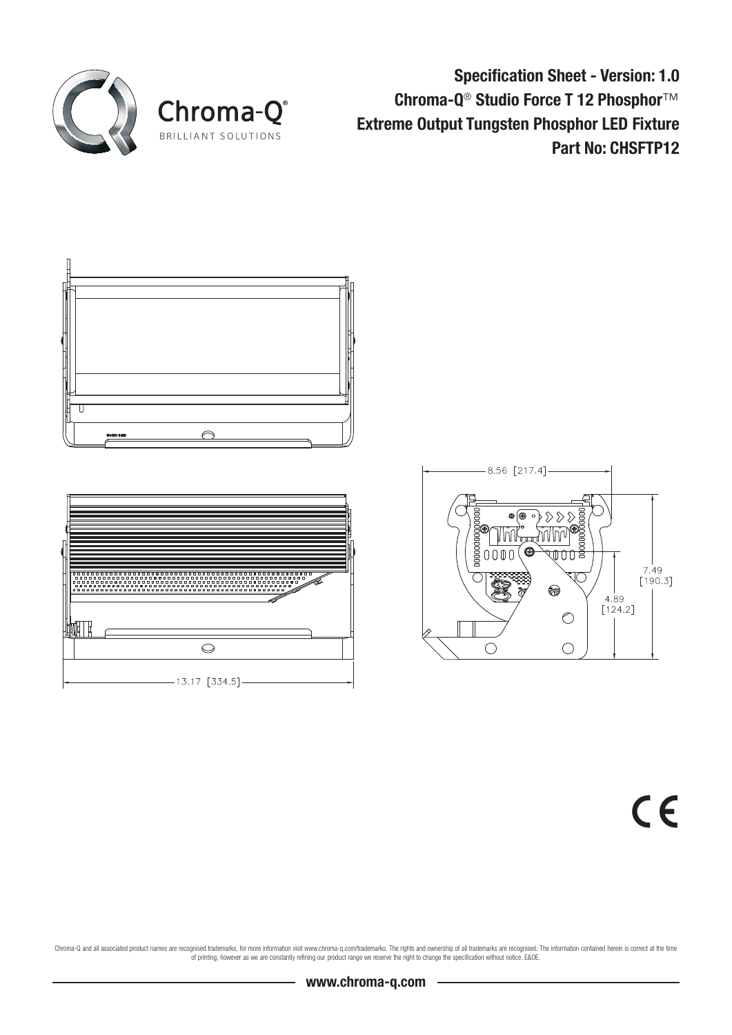**Specification Sheet - Version: 1.0**
**Chroma-Q® Studio Force T 12 Phosphor™**
**Extreme Output Tungsten Phosphor LED Fixture**
**Part No: CHSFTP12**

8.56 [217.4]

7.49
[190.3]

4.89
[124.2]

13.17 [334.5]

Chroma-Q and all associated product names are recognised trademarks, for more information visit www.chroma-q.com/trademarks. The rights and ownership of all trademarks are recognised. The information contained herein is correct at the time of printing, however as we are constantly refining our product range we reserve the right to change the specification without notice. E&OE.

www.chroma-q.com